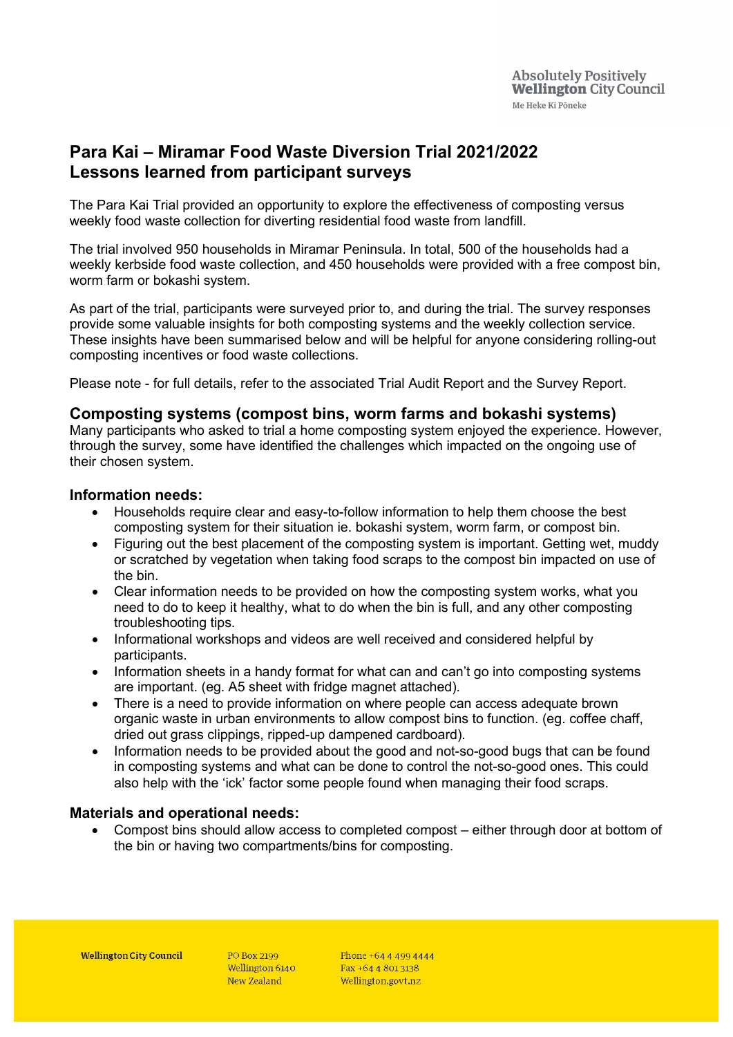# Para Kai – Miramar Food Waste Diversion Trial 2021/2022
# Lessons learned from participant surveys

The Para Kai Trial provided an opportunity to explore the effectiveness of composting versus weekly food waste collection for diverting residential food waste from landfill.

The trial involved 950 households in Miramar Peninsula. In total, 500 of the households had a weekly kerbside food waste collection, and 450 households were provided with a free compost bin, worm farm or bokashi system.

As part of the trial, participants were surveyed prior to, and during the trial. The survey responses provide some valuable insights for both composting systems and the weekly collection service. These insights have been summarised below and will be helpful for anyone considering rolling-out composting incentives or food waste collections.

Please note - for full details, refer to the associated Trial Audit Report and the Survey Report.

## Composting systems (compost bins, worm farms and bokashi systems)

Many participants who asked to trial a home composting system enjoyed the experience. However, through the survey, some have identified the challenges which impacted on the ongoing use of their chosen system.

### Information needs:

- Households require clear and easy-to-follow information to help them choose the best composting system for their situation ie. bokashi system, worm farm, or compost bin.
- Figuring out the best placement of the composting system is important. Getting wet, muddy or scratched by vegetation when taking food scraps to the compost bin impacted on use of the bin.
- Clear information needs to be provided on how the composting system works, what you need to do to keep it healthy, what to do when the bin is full, and any other composting troubleshooting tips.
- Informational workshops and videos are well received and considered helpful by participants.
- Information sheets in a handy format for what can and can't go into composting systems are important. (eg. A5 sheet with fridge magnet attached).
- There is a need to provide information on where people can access adequate brown organic waste in urban environments to allow compost bins to function. (eg. coffee chaff, dried out grass clippings, ripped-up dampened cardboard).
- Information needs to be provided about the good and not-so-good bugs that can be found in composting systems and what can be done to control the not-so-good ones. This could also help with the 'ick' factor some people found when managing their food scraps.

### Materials and operational needs:

- Compost bins should allow access to completed compost – either through door at bottom of the bin or having two compartments/bins for composting.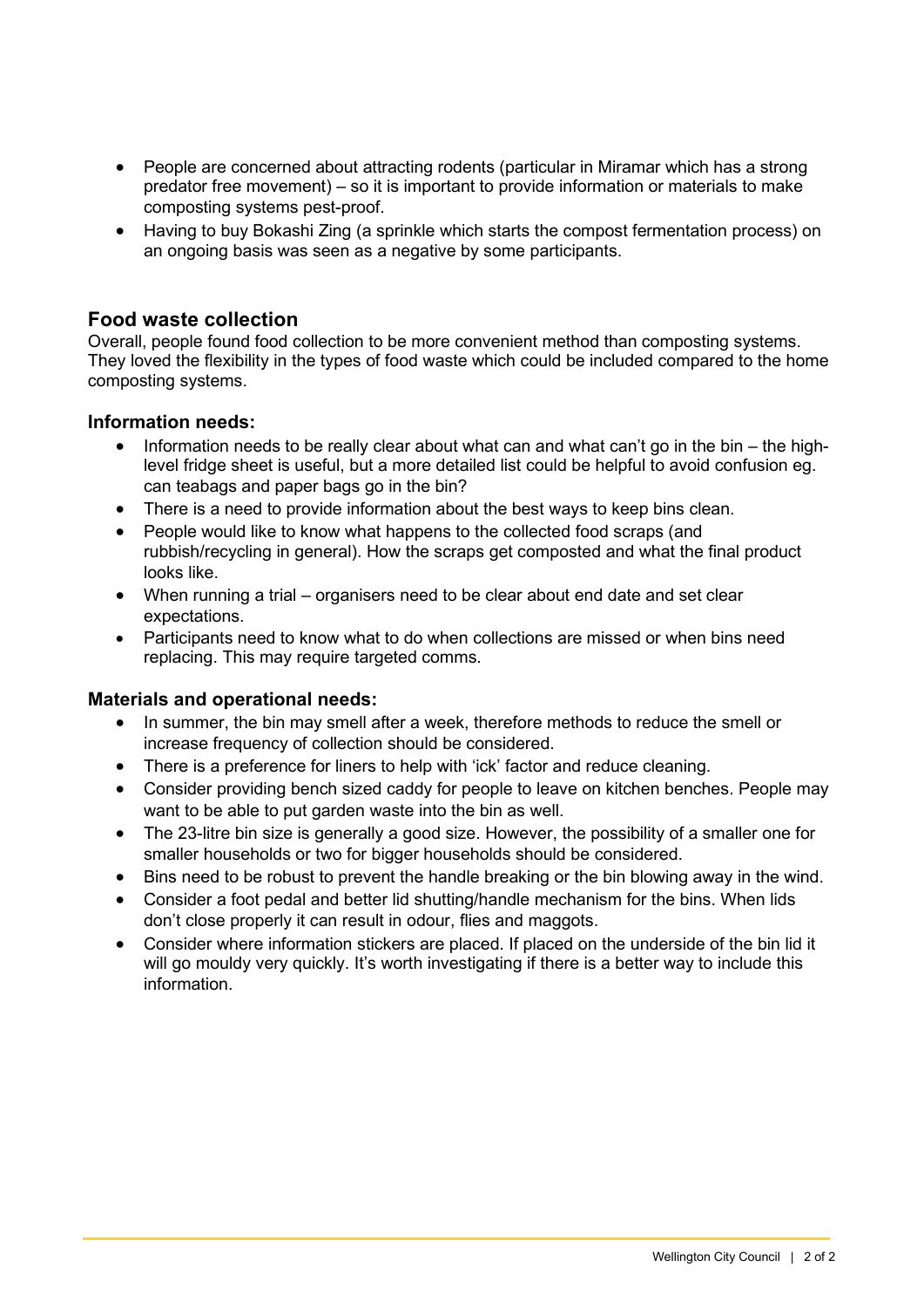- People are concerned about attracting rodents (particular in Miramar which has a strong predator free movement) – so it is important to provide information or materials to make composting systems pest-proof.
- Having to buy Bokashi Zing (a sprinkle which starts the compost fermentation process) on an ongoing basis was seen as a negative by some participants.

## Food waste collection

Overall, people found food collection to be more convenient method than composting systems. They loved the flexibility in the types of food waste which could be included compared to the home composting systems.

### Information needs:

- Information needs to be really clear about what can and what can't go in the bin – the high-level fridge sheet is useful, but a more detailed list could be helpful to avoid confusion eg. can teabags and paper bags go in the bin?
- There is a need to provide information about the best ways to keep bins clean.
- People would like to know what happens to the collected food scraps (and rubbish/recycling in general). How the scraps get composted and what the final product looks like.
- When running a trial – organisers need to be clear about end date and set clear expectations.
- Participants need to know what to do when collections are missed or when bins need replacing. This may require targeted comms.

### Materials and operational needs:

- In summer, the bin may smell after a week, therefore methods to reduce the smell or increase frequency of collection should be considered.
- There is a preference for liners to help with 'ick' factor and reduce cleaning.
- Consider providing bench sized caddy for people to leave on kitchen benches. People may want to be able to put garden waste into the bin as well.
- The 23-litre bin size is generally a good size. However, the possibility of a smaller one for smaller households or two for bigger households should be considered.
- Bins need to be robust to prevent the handle breaking or the bin blowing away in the wind.
- Consider a foot pedal and better lid shutting/handle mechanism for the bins. When lids don't close properly it can result in odour, flies and maggots.
- Consider where information stickers are placed. If placed on the underside of the bin lid it will go mouldy very quickly. It's worth investigating if there is a better way to include this information.